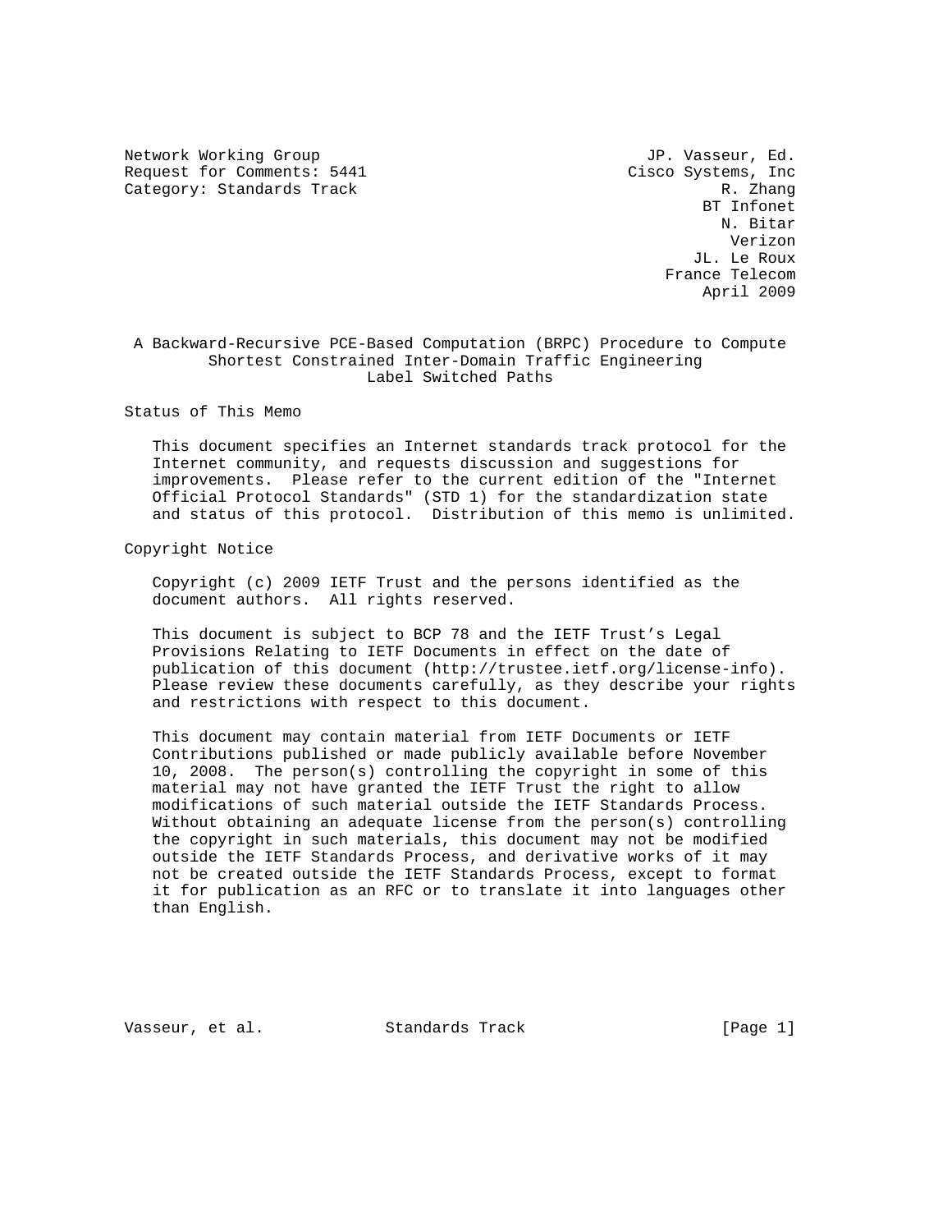Network Working Group JP. Vasseur, Ed.
Request for Comments: 5441 Cisco Systems, Inc
Category: Standards Track R. Zhang
BT Infonet
N. Bitar
Verizon
JL. Le Roux
France Telecom
April 2009

# A Backward-Recursive PCE-Based Computation (BRPC) Procedure to Compute Shortest Constrained Inter-Domain Traffic Engineering Label Switched Paths

## Status of This Memo

This document specifies an Internet standards track protocol for the Internet community, and requests discussion and suggestions for improvements. Please refer to the current edition of the "Internet Official Protocol Standards" (STD 1) for the standardization state and status of this protocol. Distribution of this memo is unlimited.

## Copyright Notice

Copyright (c) 2009 IETF Trust and the persons identified as the document authors. All rights reserved.

This document is subject to BCP 78 and the IETF Trust's Legal Provisions Relating to IETF Documents in effect on the date of publication of this document (http://trustee.ietf.org/license-info). Please review these documents carefully, as they describe your rights and restrictions with respect to this document.

This document may contain material from IETF Documents or IETF Contributions published or made publicly available before November 10, 2008. The person(s) controlling the copyright in some of this material may not have granted the IETF Trust the right to allow modifications of such material outside the IETF Standards Process. Without obtaining an adequate license from the person(s) controlling the copyright in such materials, this document may not be modified outside the IETF Standards Process, and derivative works of it may not be created outside the IETF Standards Process, except to format it for publication as an RFC or to translate it into languages other than English.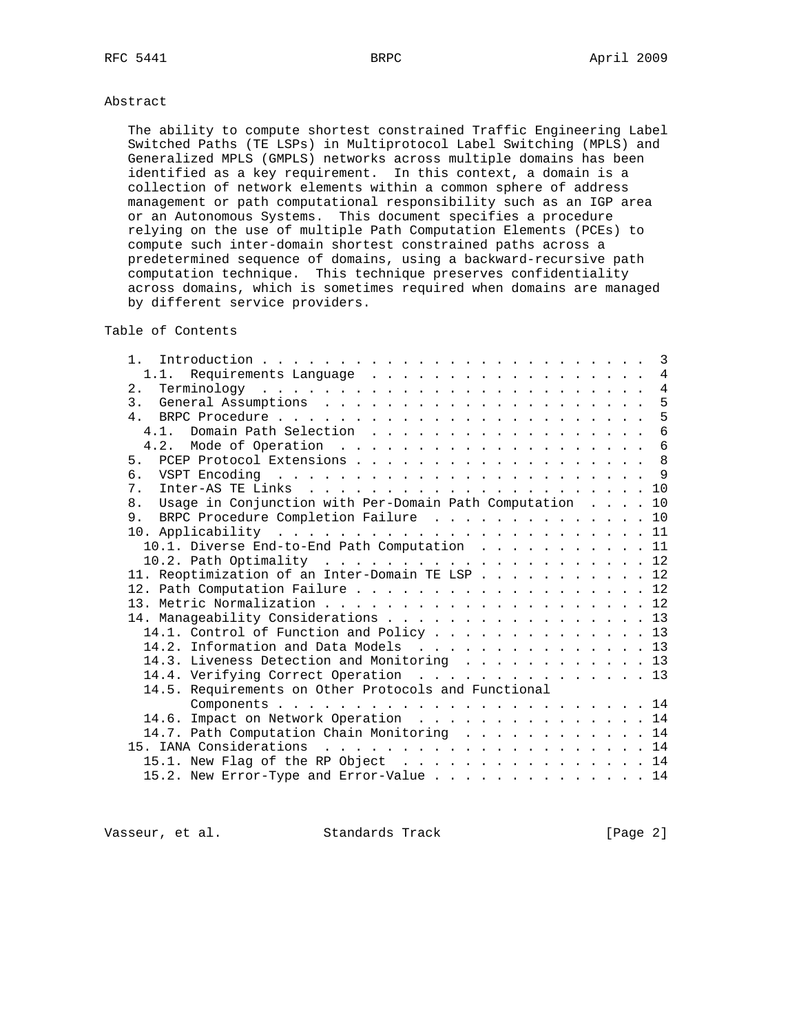## Abstract

The ability to compute shortest constrained Traffic Engineering Label Switched Paths (TE LSPs) in Multiprotocol Label Switching (MPLS) and Generalized MPLS (GMPLS) networks across multiple domains has been identified as a key requirement. In this context, a domain is a collection of network elements within a common sphere of address management or path computational responsibility such as an IGP area or an Autonomous Systems. This document specifies a procedure relying on the use of multiple Path Computation Elements (PCEs) to compute such inter-domain shortest constrained paths across a predetermined sequence of domains, using a backward-recursive path computation technique. This technique preserves confidentiality across domains, which is sometimes required when domains are managed by different service providers.

## Table of Contents

```
   1.  Introduction . . . . . . . . . . . . . . . . . . . . . . . . .  3
     1.1.  Requirements Language  . . . . . . . . . . . . . . . . . .  4
   2.  Terminology  . . . . . . . . . . . . . . . . . . . . . . . . .  4
   3.  General Assumptions  . . . . . . . . . . . . . . . . . . . . .  5
   4.  BRPC Procedure . . . . . . . . . . . . . . . . . . . . . . . .  5
     4.1.  Domain Path Selection  . . . . . . . . . . . . . . . . . .  6
     4.2.  Mode of Operation  . . . . . . . . . . . . . . . . . . . .  6
   5.  PCEP Protocol Extensions . . . . . . . . . . . . . . . . . . .  8
   6.  VSPT Encoding  . . . . . . . . . . . . . . . . . . . . . . . .  9
   7.  Inter-AS TE Links  . . . . . . . . . . . . . . . . . . . . . . 10
   8.  Usage in Conjunction with Per-Domain Path Computation  . . . . 10
   9.  BRPC Procedure Completion Failure  . . . . . . . . . . . . . . 10
   10. Applicability  . . . . . . . . . . . . . . . . . . . . . . . . 11
     10.1. Diverse End-to-End Path Computation  . . . . . . . . . . . 11
     10.2. Path Optimality  . . . . . . . . . . . . . . . . . . . . . 12
   11. Reoptimization of an Inter-Domain TE LSP . . . . . . . . . . . 12
   12. Path Computation Failure . . . . . . . . . . . . . . . . . . . 12
   13. Metric Normalization . . . . . . . . . . . . . . . . . . . . . 12
   14. Manageability Considerations . . . . . . . . . . . . . . . . . 13
     14.1. Control of Function and Policy . . . . . . . . . . . . . . 13
     14.2. Information and Data Models  . . . . . . . . . . . . . . . 13
     14.3. Liveness Detection and Monitoring  . . . . . . . . . . . . 13
     14.4. Verifying Correct Operation  . . . . . . . . . . . . . . . 13
     14.5. Requirements on Other Protocols and Functional
           Components . . . . . . . . . . . . . . . . . . . . . . . . 14
     14.6. Impact on Network Operation  . . . . . . . . . . . . . . . 14
     14.7. Path Computation Chain Monitoring  . . . . . . . . . . . . 14
   15. IANA Considerations  . . . . . . . . . . . . . . . . . . . . . 14
     15.1. New Flag of the RP Object  . . . . . . . . . . . . . . . . 14
     15.2. New Error-Type and Error-Value . . . . . . . . . . . . . . 14
```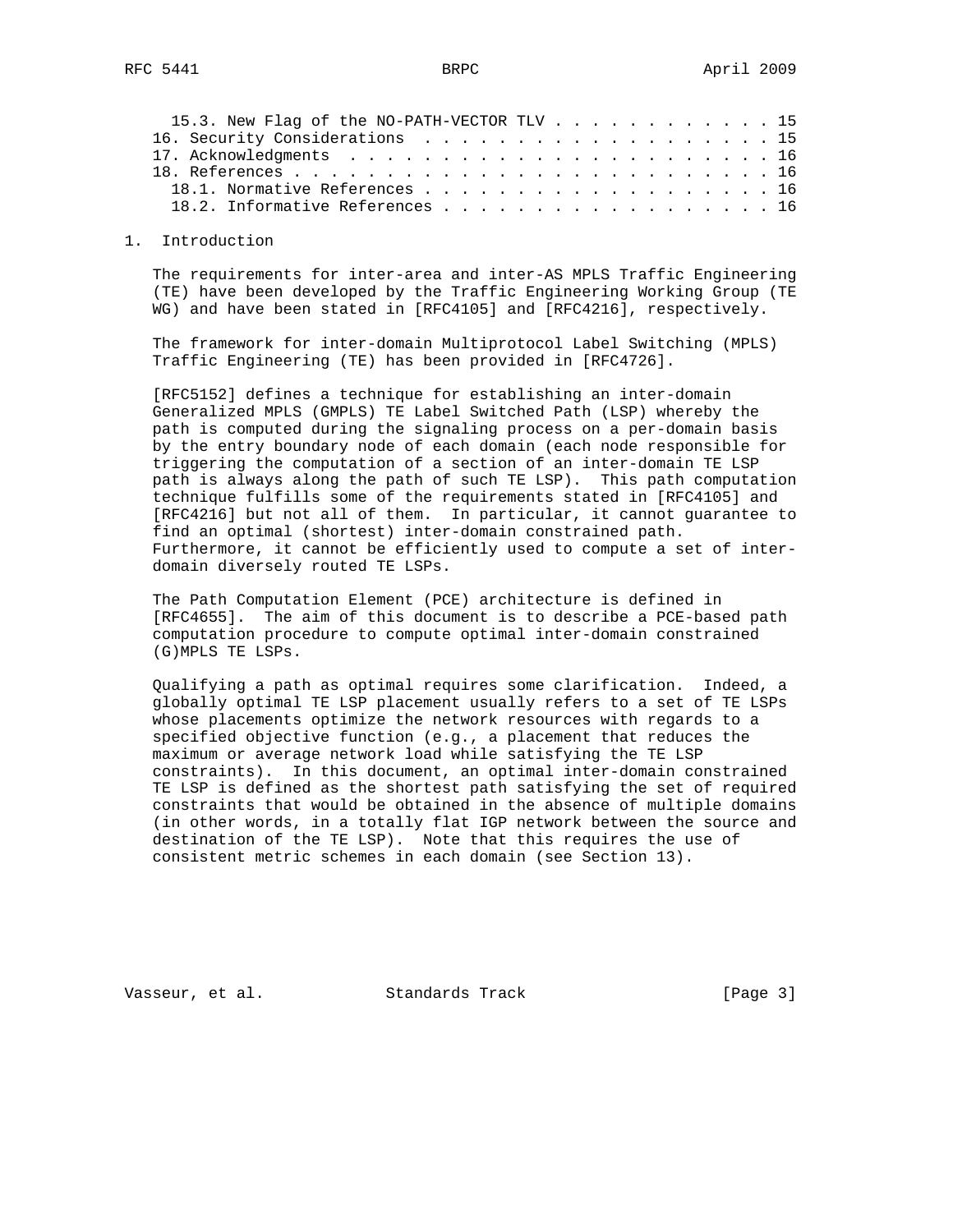15.3. New Flag of the NO-PATH-VECTOR TLV . . . . . . . . . . . . . 15
16. Security Considerations . . . . . . . . . . . . . . . . . . . . . 15
17. Acknowledgments . . . . . . . . . . . . . . . . . . . . . . . . 16
18. References . . . . . . . . . . . . . . . . . . . . . . . . . . . 16
18.1. Normative References . . . . . . . . . . . . . . . . . . . . 16
18.2. Informative References . . . . . . . . . . . . . . . . . . . 16

# 1. Introduction

The requirements for inter-area and inter-AS MPLS Traffic Engineering (TE) have been developed by the Traffic Engineering Working Group (TE WG) and have been stated in [RFC4105] and [RFC4216], respectively.

The framework for inter-domain Multiprotocol Label Switching (MPLS) Traffic Engineering (TE) has been provided in [RFC4726].

[RFC5152] defines a technique for establishing an inter-domain Generalized MPLS (GMPLS) TE Label Switched Path (LSP) whereby the path is computed during the signaling process on a per-domain basis by the entry boundary node of each domain (each node responsible for triggering the computation of a section of an inter-domain TE LSP path is always along the path of such TE LSP). This path computation technique fulfills some of the requirements stated in [RFC4105] and [RFC4216] but not all of them. In particular, it cannot guarantee to find an optimal (shortest) inter-domain constrained path. Furthermore, it cannot be efficiently used to compute a set of inter-domain diversely routed TE LSPs.

The Path Computation Element (PCE) architecture is defined in [RFC4655]. The aim of this document is to describe a PCE-based path computation procedure to compute optimal inter-domain constrained (G)MPLS TE LSPs.

Qualifying a path as optimal requires some clarification. Indeed, a globally optimal TE LSP placement usually refers to a set of TE LSPs whose placements optimize the network resources with regards to a specified objective function (e.g., a placement that reduces the maximum or average network load while satisfying the TE LSP constraints). In this document, an optimal inter-domain constrained TE LSP is defined as the shortest path satisfying the set of required constraints that would be obtained in the absence of multiple domains (in other words, in a totally flat IGP network between the source and destination of the TE LSP). Note that this requires the use of consistent metric schemes in each domain (see Section 13).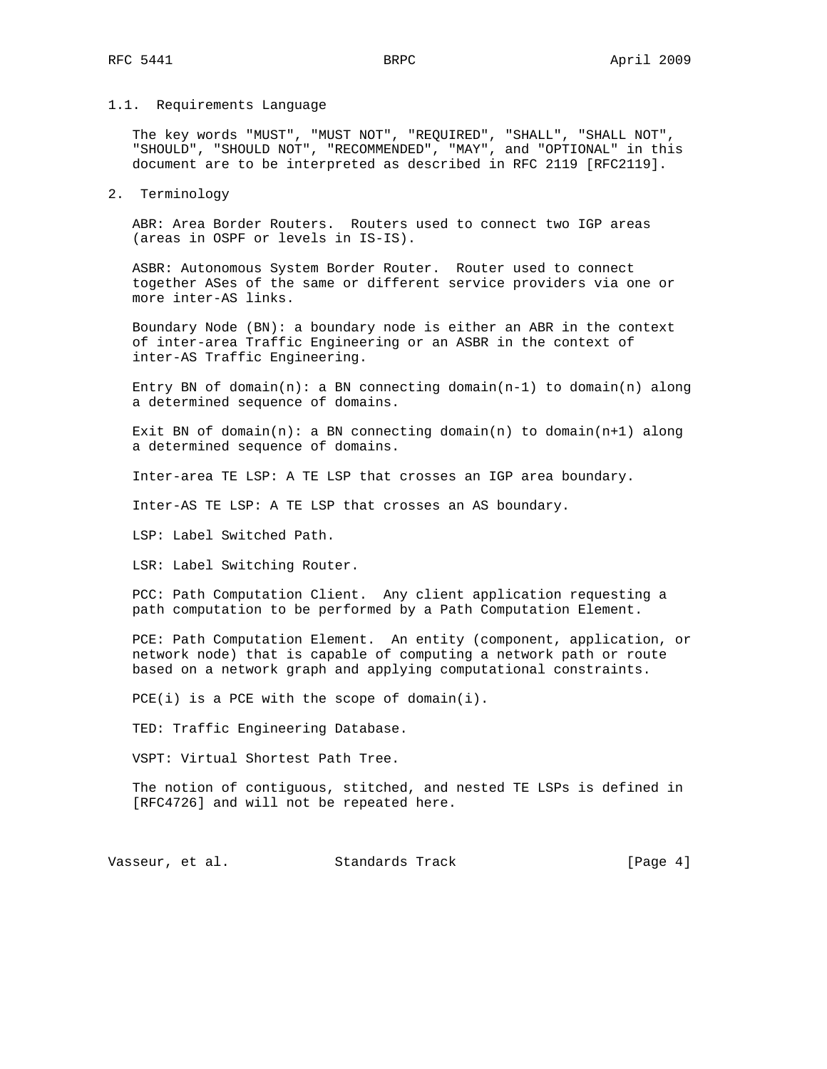### 1.1. Requirements Language

The key words "MUST", "MUST NOT", "REQUIRED", "SHALL", "SHALL NOT", "SHOULD", "SHOULD NOT", "RECOMMENDED", "MAY", and "OPTIONAL" in this document are to be interpreted as described in RFC 2119 [RFC2119].

## 2. Terminology

ABR: Area Border Routers. Routers used to connect two IGP areas (areas in OSPF or levels in IS-IS).

ASBR: Autonomous System Border Router. Router used to connect together ASes of the same or different service providers via one or more inter-AS links.

Boundary Node (BN): a boundary node is either an ABR in the context of inter-area Traffic Engineering or an ASBR in the context of inter-AS Traffic Engineering.

Entry BN of domain(n): a BN connecting domain(n-1) to domain(n) along a determined sequence of domains.

Exit BN of domain(n): a BN connecting domain(n) to domain(n+1) along a determined sequence of domains.

Inter-area TE LSP: A TE LSP that crosses an IGP area boundary.

Inter-AS TE LSP: A TE LSP that crosses an AS boundary.

LSP: Label Switched Path.

LSR: Label Switching Router.

PCC: Path Computation Client. Any client application requesting a path computation to be performed by a Path Computation Element.

PCE: Path Computation Element. An entity (component, application, or network node) that is capable of computing a network path or route based on a network graph and applying computational constraints.

PCE(i) is a PCE with the scope of domain(i).

TED: Traffic Engineering Database.

VSPT: Virtual Shortest Path Tree.

The notion of contiguous, stitched, and nested TE LSPs is defined in [RFC4726] and will not be repeated here.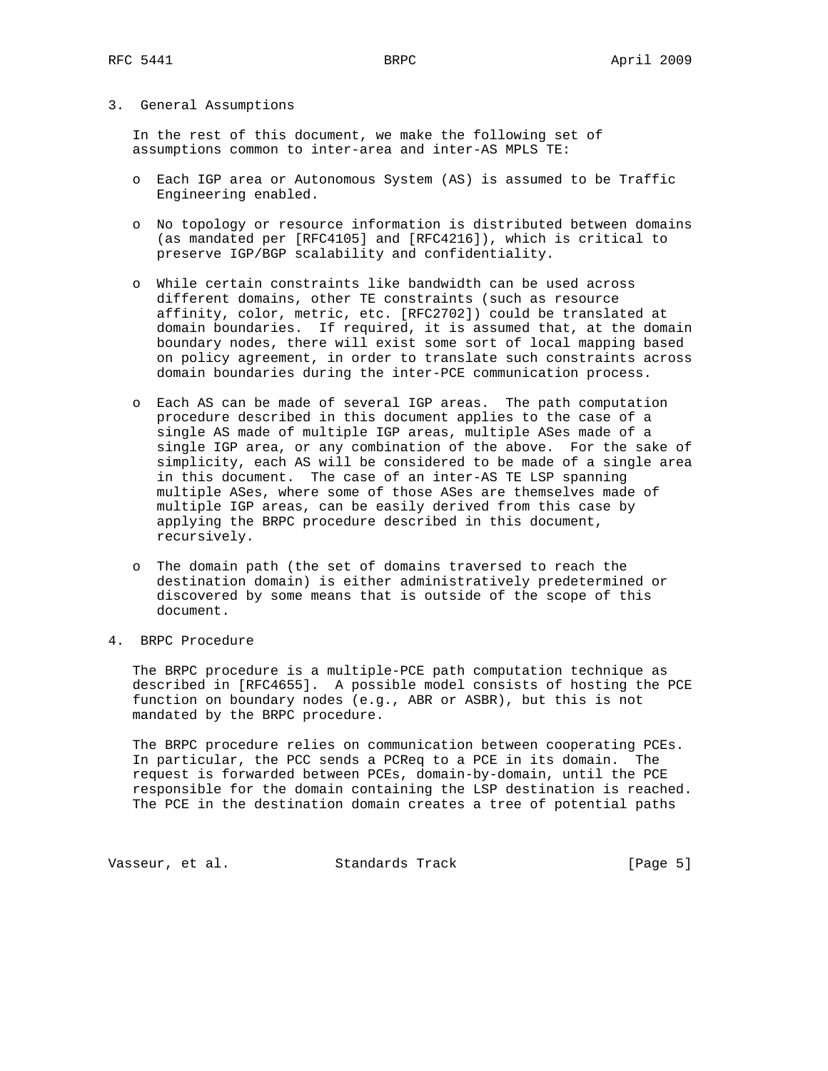## 3. General Assumptions

In the rest of this document, we make the following set of assumptions common to inter-area and inter-AS MPLS TE:

- Each IGP area or Autonomous System (AS) is assumed to be Traffic Engineering enabled.

- No topology or resource information is distributed between domains (as mandated per [RFC4105] and [RFC4216]), which is critical to preserve IGP/BGP scalability and confidentiality.

- While certain constraints like bandwidth can be used across different domains, other TE constraints (such as resource affinity, color, metric, etc. [RFC2702]) could be translated at domain boundaries. If required, it is assumed that, at the domain boundary nodes, there will exist some sort of local mapping based on policy agreement, in order to translate such constraints across domain boundaries during the inter-PCE communication process.

- Each AS can be made of several IGP areas. The path computation procedure described in this document applies to the case of a single AS made of multiple IGP areas, multiple ASes made of a single IGP area, or any combination of the above. For the sake of simplicity, each AS will be considered to be made of a single area in this document. The case of an inter-AS TE LSP spanning multiple ASes, where some of those ASes are themselves made of multiple IGP areas, can be easily derived from this case by applying the BRPC procedure described in this document, recursively.

- The domain path (the set of domains traversed to reach the destination domain) is either administratively predetermined or discovered by some means that is outside of the scope of this document.

## 4. BRPC Procedure

The BRPC procedure is a multiple-PCE path computation technique as described in [RFC4655]. A possible model consists of hosting the PCE function on boundary nodes (e.g., ABR or ASBR), but this is not mandated by the BRPC procedure.

The BRPC procedure relies on communication between cooperating PCEs. In particular, the PCC sends a PCReq to a PCE in its domain. The request is forwarded between PCEs, domain-by-domain, until the PCE responsible for the domain containing the LSP destination is reached. The PCE in the destination domain creates a tree of potential paths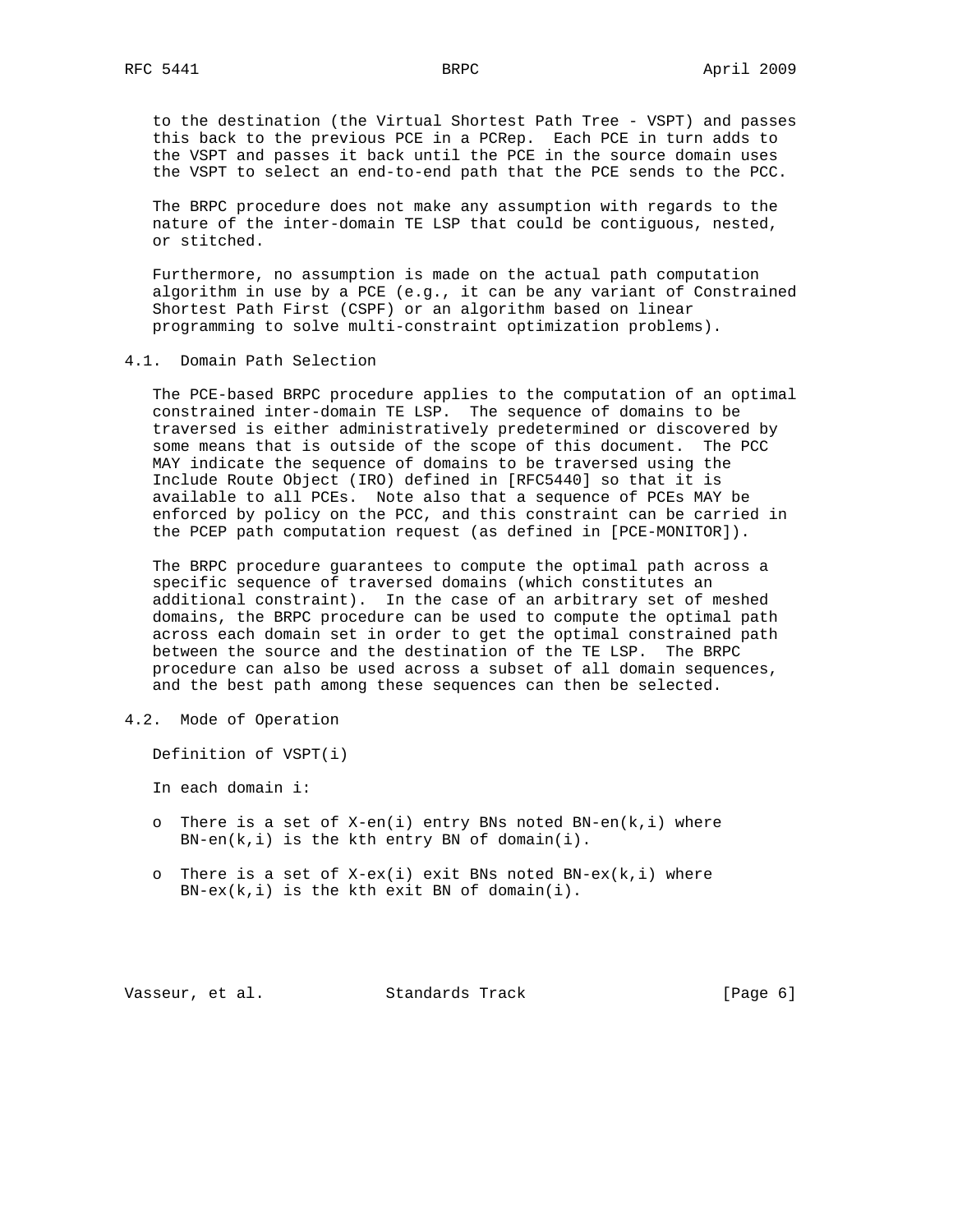to the destination (the Virtual Shortest Path Tree - VSPT) and passes this back to the previous PCE in a PCRep. Each PCE in turn adds to the VSPT and passes it back until the PCE in the source domain uses the VSPT to select an end-to-end path that the PCE sends to the PCC.

The BRPC procedure does not make any assumption with regards to the nature of the inter-domain TE LSP that could be contiguous, nested, or stitched.

Furthermore, no assumption is made on the actual path computation algorithm in use by a PCE (e.g., it can be any variant of Constrained Shortest Path First (CSPF) or an algorithm based on linear programming to solve multi-constraint optimization problems).

## 4.1. Domain Path Selection

The PCE-based BRPC procedure applies to the computation of an optimal constrained inter-domain TE LSP. The sequence of domains to be traversed is either administratively predetermined or discovered by some means that is outside of the scope of this document. The PCC MAY indicate the sequence of domains to be traversed using the Include Route Object (IRO) defined in [RFC5440] so that it is available to all PCEs. Note also that a sequence of PCEs MAY be enforced by policy on the PCC, and this constraint can be carried in the PCEP path computation request (as defined in [PCE-MONITOR]).

The BRPC procedure guarantees to compute the optimal path across a specific sequence of traversed domains (which constitutes an additional constraint). In the case of an arbitrary set of meshed domains, the BRPC procedure can be used to compute the optimal path across each domain set in order to get the optimal constrained path between the source and the destination of the TE LSP. The BRPC procedure can also be used across a subset of all domain sequences, and the best path among these sequences can then be selected.

## 4.2. Mode of Operation

Definition of VSPT(i)

In each domain i:

- There is a set of X-en(i) entry BNs noted BN-en(k,i) where BN-en(k,i) is the kth entry BN of domain(i).
- There is a set of X-ex(i) exit BNs noted BN-ex(k,i) where BN-ex(k,i) is the kth exit BN of domain(i).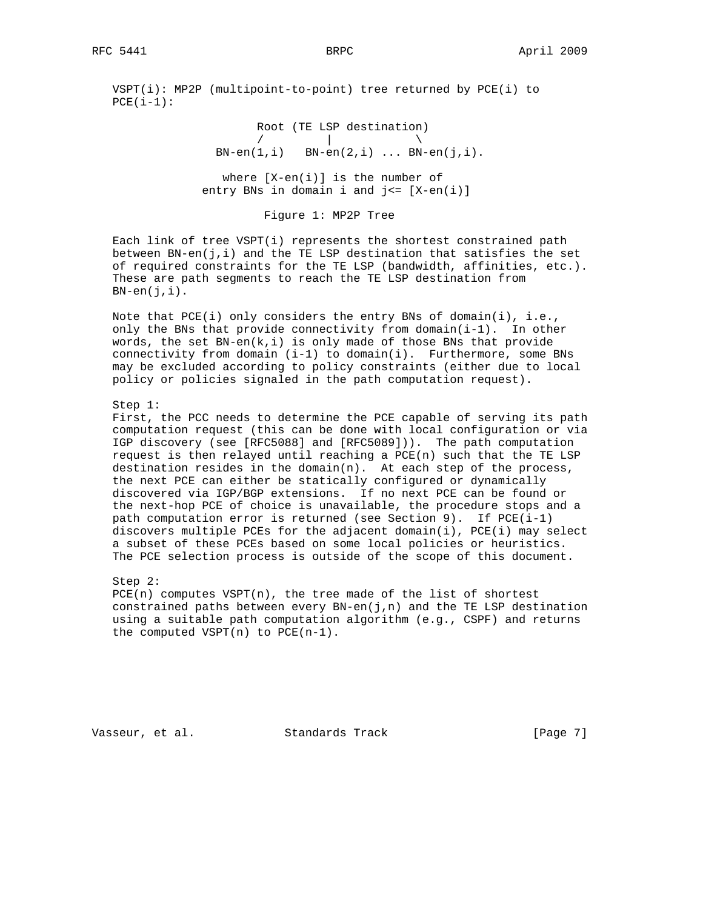VSPT(i): MP2P (multipoint-to-point) tree returned by PCE(i) to PCE(i-1):

```
                     Root (TE LSP destination)
                     /         |           \
               BN-en(1,i)   BN-en(2,i) ... BN-en(j,i).

                  where [X-en(i)] is the number of
                entry BNs in domain i and j<= [X-en(i)]
```

Figure 1: MP2P Tree

Each link of tree VSPT(i) represents the shortest constrained path between BN-en(j,i) and the TE LSP destination that satisfies the set of required constraints for the TE LSP (bandwidth, affinities, etc.). These are path segments to reach the TE LSP destination from BN-en(j,i).

Note that PCE(i) only considers the entry BNs of domain(i), i.e., only the BNs that provide connectivity from domain(i-1). In other words, the set BN-en(k,i) is only made of those BNs that provide connectivity from domain (i-1) to domain(i). Furthermore, some BNs may be excluded according to policy constraints (either due to local policy or policies signaled in the path computation request).

Step 1:
First, the PCC needs to determine the PCE capable of serving its path computation request (this can be done with local configuration or via IGP discovery (see [RFC5088] and [RFC5089])). The path computation request is then relayed until reaching a PCE(n) such that the TE LSP destination resides in the domain(n). At each step of the process, the next PCE can either be statically configured or dynamically discovered via IGP/BGP extensions. If no next PCE can be found or the next-hop PCE of choice is unavailable, the procedure stops and a path computation error is returned (see Section 9). If PCE(i-1) discovers multiple PCEs for the adjacent domain(i), PCE(i) may select a subset of these PCEs based on some local policies or heuristics. The PCE selection process is outside of the scope of this document.

Step 2:
PCE(n) computes VSPT(n), the tree made of the list of shortest constrained paths between every BN-en(j,n) and the TE LSP destination using a suitable path computation algorithm (e.g., CSPF) and returns the computed VSPT(n) to PCE(n-1).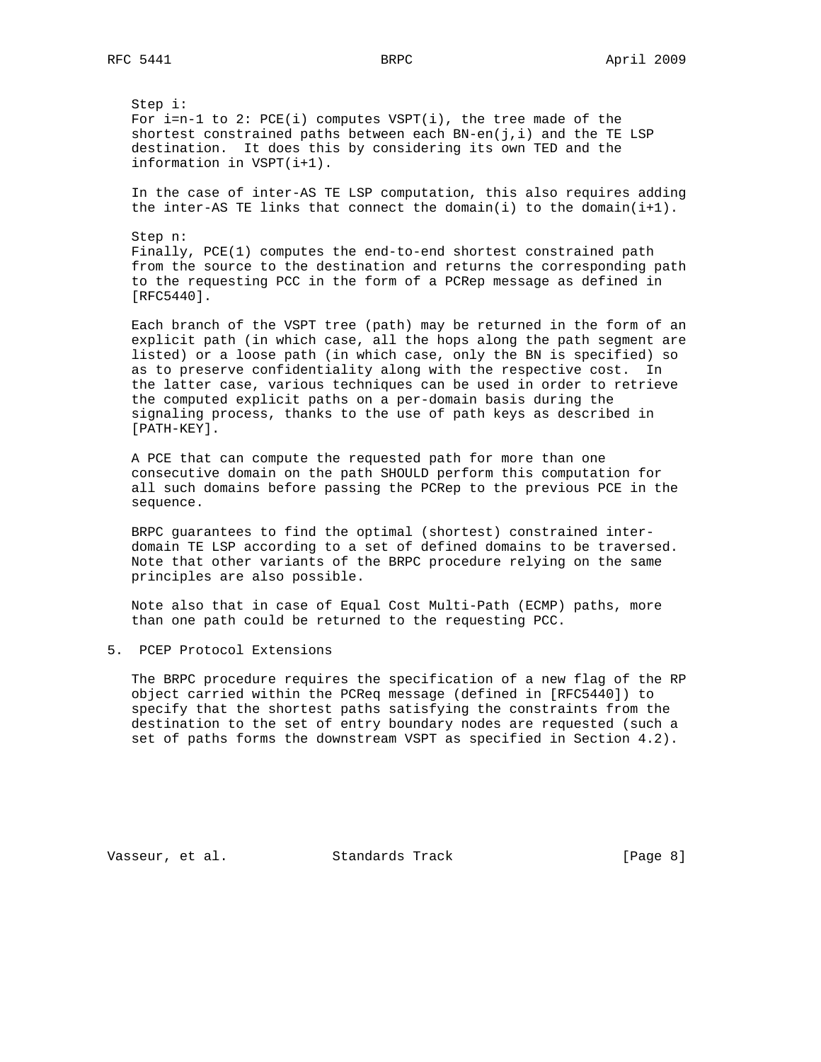Step i:
For i=n-1 to 2: PCE(i) computes VSPT(i), the tree made of the shortest constrained paths between each BN-en(j,i) and the TE LSP destination. It does this by considering its own TED and the information in VSPT(i+1).

In the case of inter-AS TE LSP computation, this also requires adding the inter-AS TE links that connect the domain(i) to the domain(i+1).

Step n:
Finally, PCE(1) computes the end-to-end shortest constrained path from the source to the destination and returns the corresponding path to the requesting PCC in the form of a PCRep message as defined in [RFC5440].

Each branch of the VSPT tree (path) may be returned in the form of an explicit path (in which case, all the hops along the path segment are listed) or a loose path (in which case, only the BN is specified) so as to preserve confidentiality along with the respective cost. In the latter case, various techniques can be used in order to retrieve the computed explicit paths on a per-domain basis during the signaling process, thanks to the use of path keys as described in [PATH-KEY].

A PCE that can compute the requested path for more than one consecutive domain on the path SHOULD perform this computation for all such domains before passing the PCRep to the previous PCE in the sequence.

BRPC guarantees to find the optimal (shortest) constrained inter-domain TE LSP according to a set of defined domains to be traversed. Note that other variants of the BRPC procedure relying on the same principles are also possible.

Note also that in case of Equal Cost Multi-Path (ECMP) paths, more than one path could be returned to the requesting PCC.

## 5. PCEP Protocol Extensions

The BRPC procedure requires the specification of a new flag of the RP object carried within the PCReq message (defined in [RFC5440]) to specify that the shortest paths satisfying the constraints from the destination to the set of entry boundary nodes are requested (such a set of paths forms the downstream VSPT as specified in Section 4.2).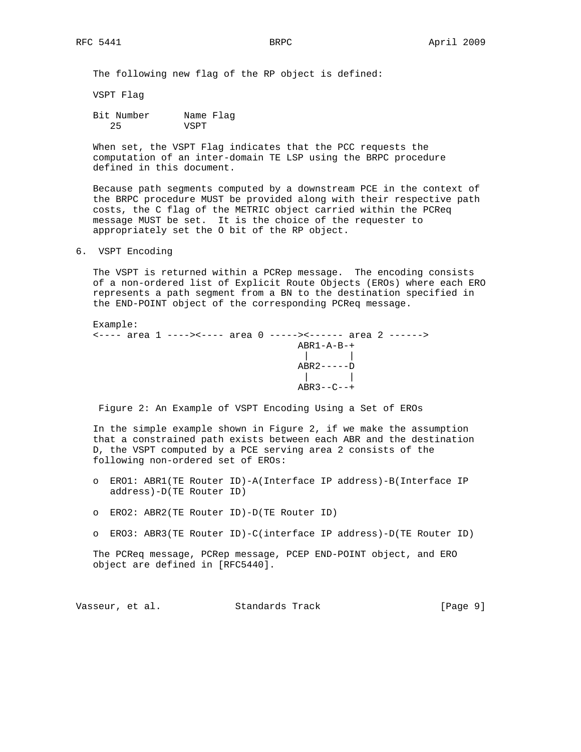The following new flag of the RP object is defined:

VSPT Flag

```
Bit Number      Name Flag
   25           VSPT
```

When set, the VSPT Flag indicates that the PCC requests the computation of an inter-domain TE LSP using the BRPC procedure defined in this document.

Because path segments computed by a downstream PCE in the context of the BRPC procedure MUST be provided along with their respective path costs, the C flag of the METRIC object carried within the PCReq message MUST be set. It is the choice of the requester to appropriately set the O bit of the RP object.

## 6. VSPT Encoding

The VSPT is returned within a PCRep message. The encoding consists of a non-ordered list of Explicit Route Objects (EROs) where each ERO represents a path segment from a BN to the destination specified in the END-POINT object of the corresponding PCReq message.

Example:

```
<---- area 1 ----><---- area 0 -----><------ area 2 ------>
                                    ABR1-A-B-+
                                     |       |
                                    ABR2-----D
                                     |       |
                                    ABR3--C--+
```

Figure 2: An Example of VSPT Encoding Using a Set of EROs

In the simple example shown in Figure 2, if we make the assumption that a constrained path exists between each ABR and the destination D, the VSPT computed by a PCE serving area 2 consists of the following non-ordered set of EROs:

- ERO1: ABR1(TE Router ID)-A(Interface IP address)-B(Interface IP address)-D(TE Router ID)
- ERO2: ABR2(TE Router ID)-D(TE Router ID)
- ERO3: ABR3(TE Router ID)-C(interface IP address)-D(TE Router ID)

The PCReq message, PCRep message, PCEP END-POINT object, and ERO object are defined in [RFC5440].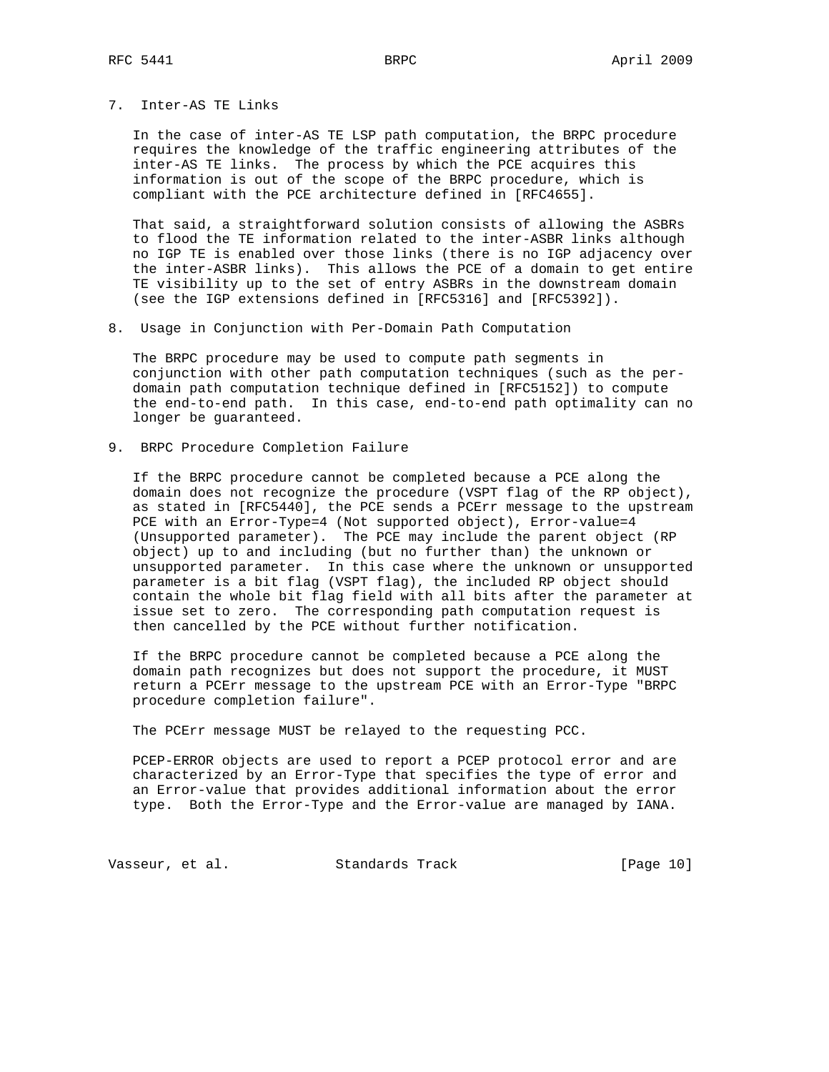## 7. Inter-AS TE Links

In the case of inter-AS TE LSP path computation, the BRPC procedure requires the knowledge of the traffic engineering attributes of the inter-AS TE links. The process by which the PCE acquires this information is out of the scope of the BRPC procedure, which is compliant with the PCE architecture defined in [RFC4655].

That said, a straightforward solution consists of allowing the ASBRs to flood the TE information related to the inter-ASBR links although no IGP TE is enabled over those links (there is no IGP adjacency over the inter-ASBR links). This allows the PCE of a domain to get entire TE visibility up to the set of entry ASBRs in the downstream domain (see the IGP extensions defined in [RFC5316] and [RFC5392]).

## 8. Usage in Conjunction with Per-Domain Path Computation

The BRPC procedure may be used to compute path segments in conjunction with other path computation techniques (such as the per-domain path computation technique defined in [RFC5152]) to compute the end-to-end path. In this case, end-to-end path optimality can no longer be guaranteed.

## 9. BRPC Procedure Completion Failure

If the BRPC procedure cannot be completed because a PCE along the domain does not recognize the procedure (VSPT flag of the RP object), as stated in [RFC5440], the PCE sends a PCErr message to the upstream PCE with an Error-Type=4 (Not supported object), Error-value=4 (Unsupported parameter). The PCE may include the parent object (RP object) up to and including (but no further than) the unknown or unsupported parameter. In this case where the unknown or unsupported parameter is a bit flag (VSPT flag), the included RP object should contain the whole bit flag field with all bits after the parameter at issue set to zero. The corresponding path computation request is then cancelled by the PCE without further notification.

If the BRPC procedure cannot be completed because a PCE along the domain path recognizes but does not support the procedure, it MUST return a PCErr message to the upstream PCE with an Error-Type "BRPC procedure completion failure".

The PCErr message MUST be relayed to the requesting PCC.

PCEP-ERROR objects are used to report a PCEP protocol error and are characterized by an Error-Type that specifies the type of error and an Error-value that provides additional information about the error type. Both the Error-Type and the Error-value are managed by IANA.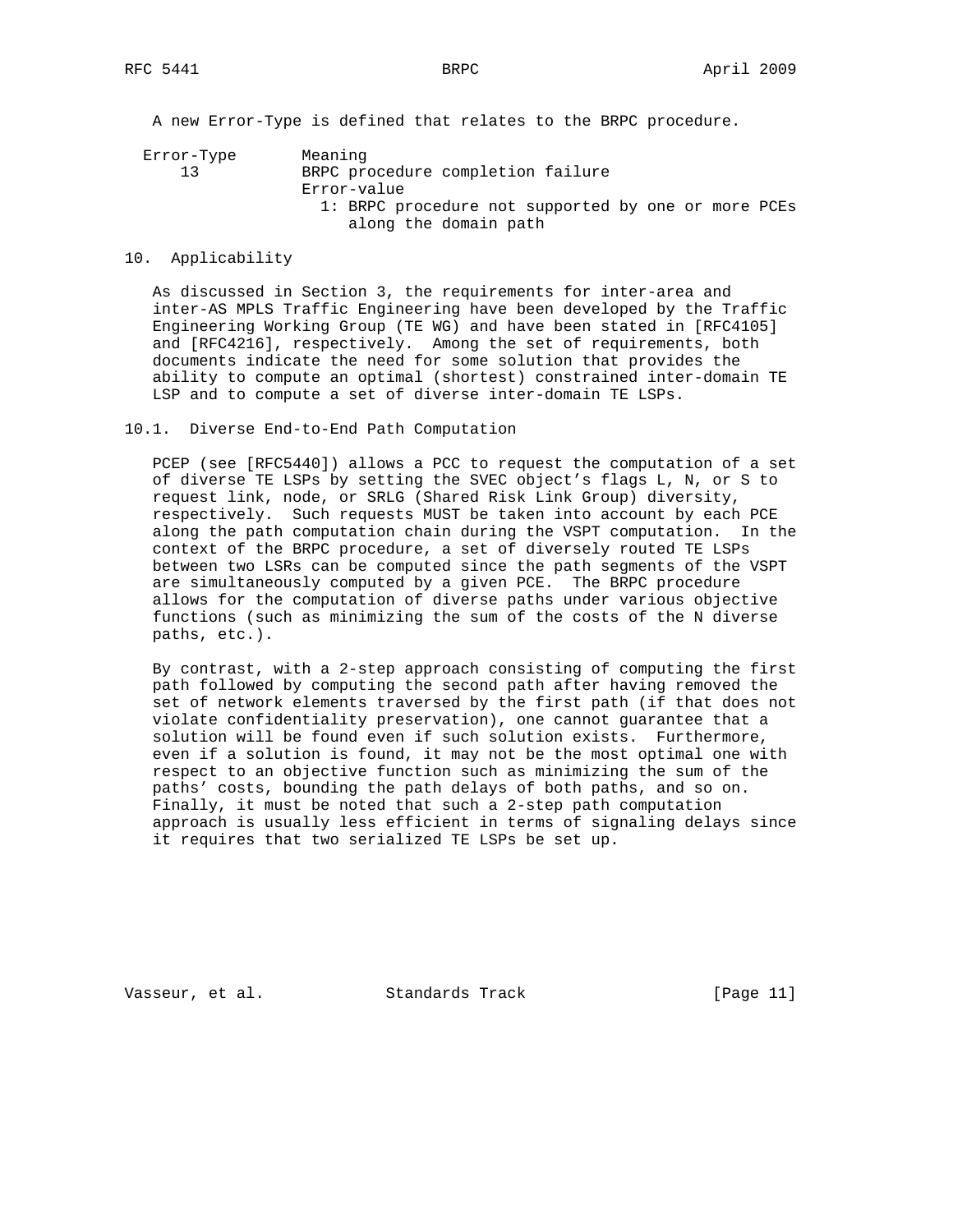A new Error-Type is defined that relates to the BRPC procedure.

```
Error-Type       Meaning
    13           BRPC procedure completion failure
                 Error-value
                   1: BRPC procedure not supported by one or more PCEs
                      along the domain path
```

## 10. Applicability

As discussed in Section 3, the requirements for inter-area and inter-AS MPLS Traffic Engineering have been developed by the Traffic Engineering Working Group (TE WG) and have been stated in [RFC4105] and [RFC4216], respectively. Among the set of requirements, both documents indicate the need for some solution that provides the ability to compute an optimal (shortest) constrained inter-domain TE LSP and to compute a set of diverse inter-domain TE LSPs.

### 10.1. Diverse End-to-End Path Computation

PCEP (see [RFC5440]) allows a PCC to request the computation of a set of diverse TE LSPs by setting the SVEC object's flags L, N, or S to request link, node, or SRLG (Shared Risk Link Group) diversity, respectively. Such requests MUST be taken into account by each PCE along the path computation chain during the VSPT computation. In the context of the BRPC procedure, a set of diversely routed TE LSPs between two LSRs can be computed since the path segments of the VSPT are simultaneously computed by a given PCE. The BRPC procedure allows for the computation of diverse paths under various objective functions (such as minimizing the sum of the costs of the N diverse paths, etc.).

By contrast, with a 2-step approach consisting of computing the first path followed by computing the second path after having removed the set of network elements traversed by the first path (if that does not violate confidentiality preservation), one cannot guarantee that a solution will be found even if such solution exists. Furthermore, even if a solution is found, it may not be the most optimal one with respect to an objective function such as minimizing the sum of the paths' costs, bounding the path delays of both paths, and so on. Finally, it must be noted that such a 2-step path computation approach is usually less efficient in terms of signaling delays since it requires that two serialized TE LSPs be set up.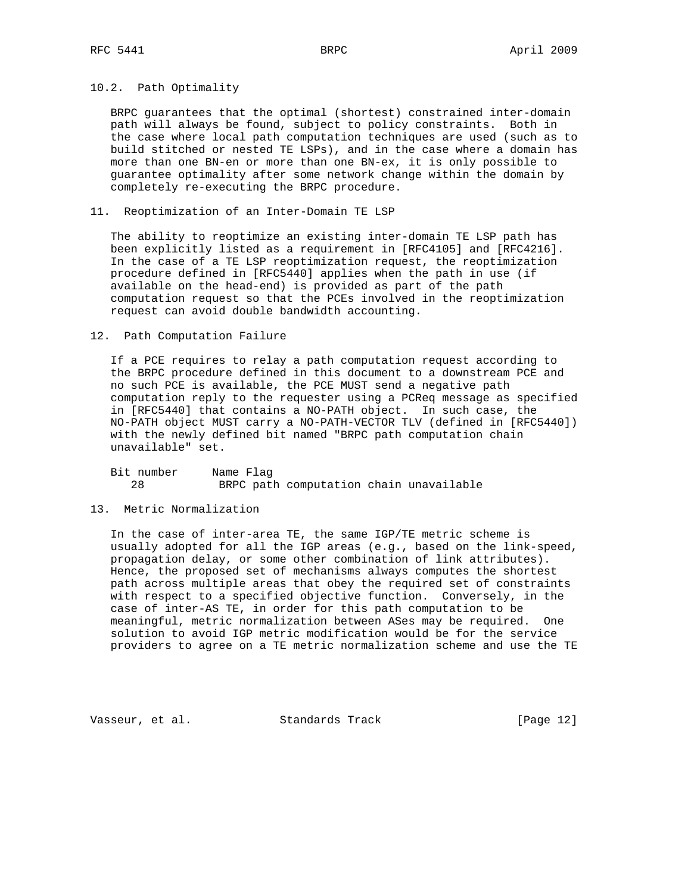### 10.2. Path Optimality

BRPC guarantees that the optimal (shortest) constrained inter-domain path will always be found, subject to policy constraints. Both in the case where local path computation techniques are used (such as to build stitched or nested TE LSPs), and in the case where a domain has more than one BN-en or more than one BN-ex, it is only possible to guarantee optimality after some network change within the domain by completely re-executing the BRPC procedure.

## 11. Reoptimization of an Inter-Domain TE LSP

The ability to reoptimize an existing inter-domain TE LSP path has been explicitly listed as a requirement in [RFC4105] and [RFC4216]. In the case of a TE LSP reoptimization request, the reoptimization procedure defined in [RFC5440] applies when the path in use (if available on the head-end) is provided as part of the path computation request so that the PCEs involved in the reoptimization request can avoid double bandwidth accounting.

## 12. Path Computation Failure

If a PCE requires to relay a path computation request according to the BRPC procedure defined in this document to a downstream PCE and no such PCE is available, the PCE MUST send a negative path computation reply to the requester using a PCReq message as specified in [RFC5440] that contains a NO-PATH object. In such case, the NO-PATH object MUST carry a NO-PATH-VECTOR TLV (defined in [RFC5440]) with the newly defined bit named "BRPC path computation chain unavailable" set.

| Bit number | Name Flag |
|---|---|
| 28 | BRPC path computation chain unavailable |

## 13. Metric Normalization

In the case of inter-area TE, the same IGP/TE metric scheme is usually adopted for all the IGP areas (e.g., based on the link-speed, propagation delay, or some other combination of link attributes). Hence, the proposed set of mechanisms always computes the shortest path across multiple areas that obey the required set of constraints with respect to a specified objective function. Conversely, in the case of inter-AS TE, in order for this path computation to be meaningful, metric normalization between ASes may be required. One solution to avoid IGP metric modification would be for the service providers to agree on a TE metric normalization scheme and use the TE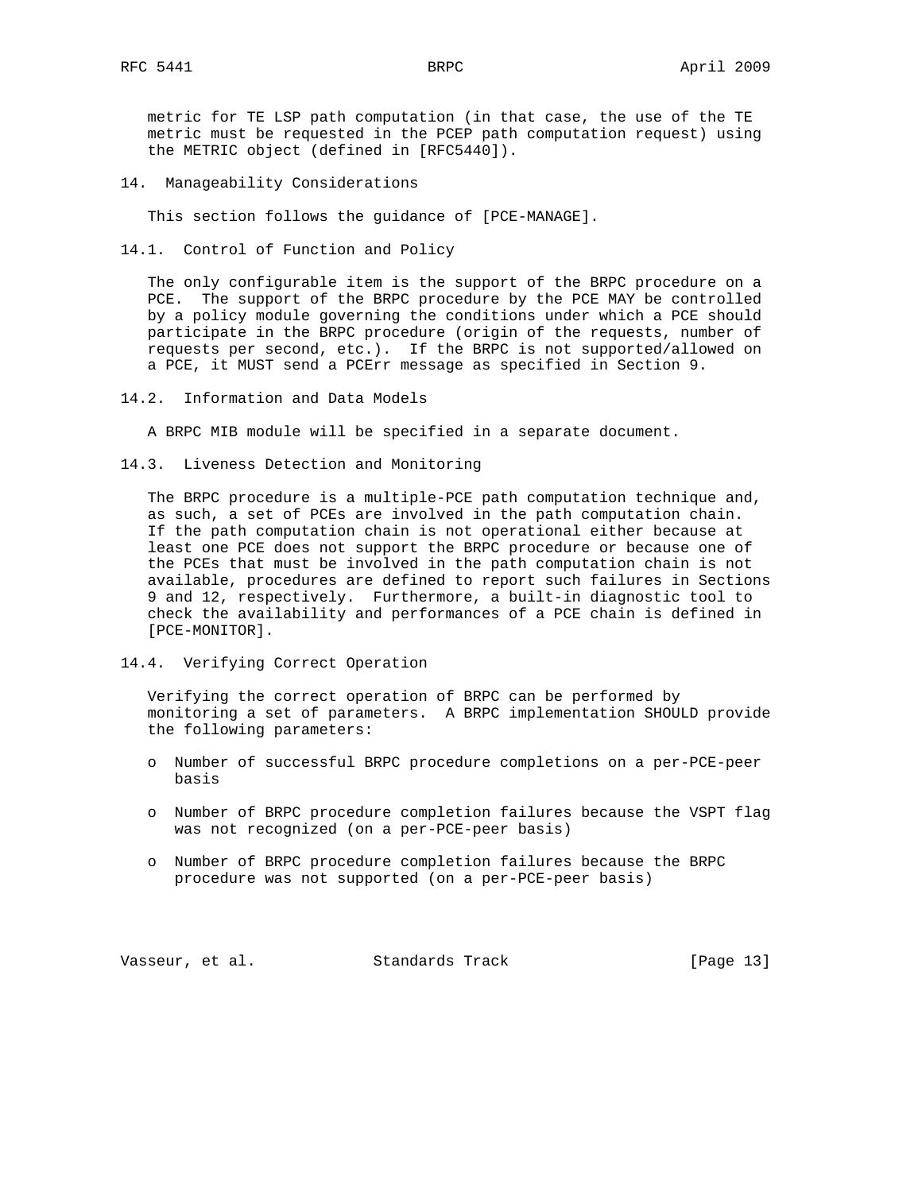metric for TE LSP path computation (in that case, the use of the TE metric must be requested in the PCEP path computation request) using the METRIC object (defined in [RFC5440]).

## 14. Manageability Considerations

This section follows the guidance of [PCE-MANAGE].

### 14.1. Control of Function and Policy

The only configurable item is the support of the BRPC procedure on a PCE. The support of the BRPC procedure by the PCE MAY be controlled by a policy module governing the conditions under which a PCE should participate in the BRPC procedure (origin of the requests, number of requests per second, etc.). If the BRPC is not supported/allowed on a PCE, it MUST send a PCErr message as specified in Section 9.

### 14.2. Information and Data Models

A BRPC MIB module will be specified in a separate document.

### 14.3. Liveness Detection and Monitoring

The BRPC procedure is a multiple-PCE path computation technique and, as such, a set of PCEs are involved in the path computation chain. If the path computation chain is not operational either because at least one PCE does not support the BRPC procedure or because one of the PCEs that must be involved in the path computation chain is not available, procedures are defined to report such failures in Sections 9 and 12, respectively. Furthermore, a built-in diagnostic tool to check the availability and performances of a PCE chain is defined in [PCE-MONITOR].

### 14.4. Verifying Correct Operation

Verifying the correct operation of BRPC can be performed by monitoring a set of parameters. A BRPC implementation SHOULD provide the following parameters:

- Number of successful BRPC procedure completions on a per-PCE-peer basis
- Number of BRPC procedure completion failures because the VSPT flag was not recognized (on a per-PCE-peer basis)
- Number of BRPC procedure completion failures because the BRPC procedure was not supported (on a per-PCE-peer basis)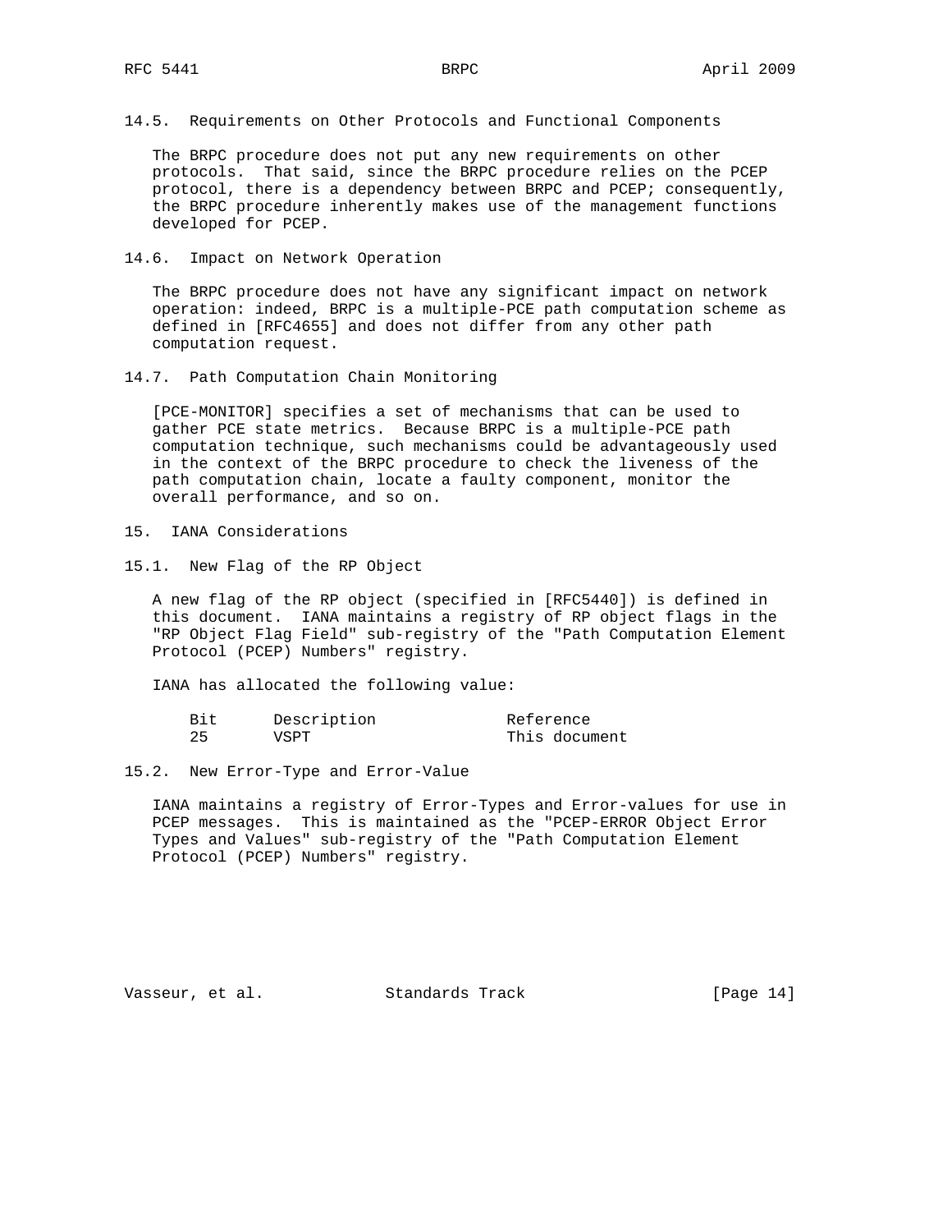### 14.5. Requirements on Other Protocols and Functional Components

The BRPC procedure does not put any new requirements on other protocols. That said, since the BRPC procedure relies on the PCEP protocol, there is a dependency between BRPC and PCEP; consequently, the BRPC procedure inherently makes use of the management functions developed for PCEP.

### 14.6. Impact on Network Operation

The BRPC procedure does not have any significant impact on network operation: indeed, BRPC is a multiple-PCE path computation scheme as defined in [RFC4655] and does not differ from any other path computation request.

### 14.7. Path Computation Chain Monitoring

[PCE-MONITOR] specifies a set of mechanisms that can be used to gather PCE state metrics. Because BRPC is a multiple-PCE path computation technique, such mechanisms could be advantageously used in the context of the BRPC procedure to check the liveness of the path computation chain, locate a faulty component, monitor the overall performance, and so on.

## 15. IANA Considerations

### 15.1. New Flag of the RP Object

A new flag of the RP object (specified in [RFC5440]) is defined in this document. IANA maintains a registry of RP object flags in the "RP Object Flag Field" sub-registry of the "Path Computation Element Protocol (PCEP) Numbers" registry.

IANA has allocated the following value:

| Bit | Description | Reference |
|---|---|---|
| 25 | VSPT | This document |

### 15.2. New Error-Type and Error-Value

IANA maintains a registry of Error-Types and Error-values for use in PCEP messages. This is maintained as the "PCEP-ERROR Object Error Types and Values" sub-registry of the "Path Computation Element Protocol (PCEP) Numbers" registry.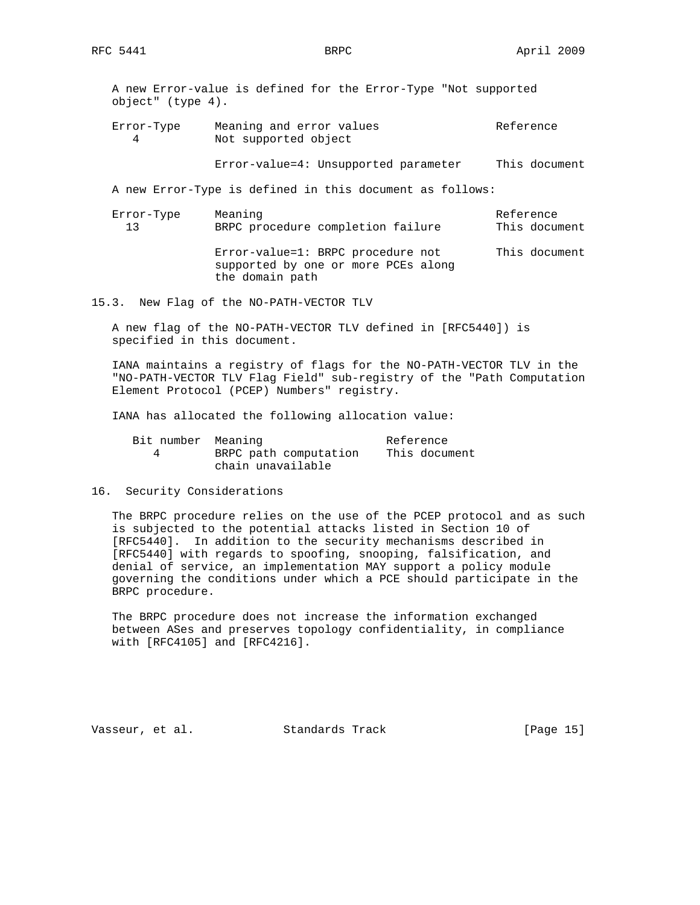A new Error-value is defined for the Error-Type "Not supported object" (type 4).

| Error-Type | Meaning and error values | Reference |
|---|---|---|
| 4 | Not supported object | |
| | Error-value=4: Unsupported parameter | This document |

A new Error-Type is defined in this document as follows:

| Error-Type | Meaning | Reference |
|---|---|---|
| 13 | BRPC procedure completion failure | This document |
| | Error-value=1: BRPC procedure not supported by one or more PCEs along the domain path | This document |

## 15.3. New Flag of the NO-PATH-VECTOR TLV

A new flag of the NO-PATH-VECTOR TLV defined in [RFC5440]) is specified in this document.

IANA maintains a registry of flags for the NO-PATH-VECTOR TLV in the "NO-PATH-VECTOR TLV Flag Field" sub-registry of the "Path Computation Element Protocol (PCEP) Numbers" registry.

IANA has allocated the following allocation value:

| Bit number | Meaning | Reference |
|---|---|---|
| 4 | BRPC path computation chain unavailable | This document |

# 16. Security Considerations

The BRPC procedure relies on the use of the PCEP protocol and as such is subjected to the potential attacks listed in Section 10 of [RFC5440]. In addition to the security mechanisms described in [RFC5440] with regards to spoofing, snooping, falsification, and denial of service, an implementation MAY support a policy module governing the conditions under which a PCE should participate in the BRPC procedure.

The BRPC procedure does not increase the information exchanged between ASes and preserves topology confidentiality, in compliance with [RFC4105] and [RFC4216].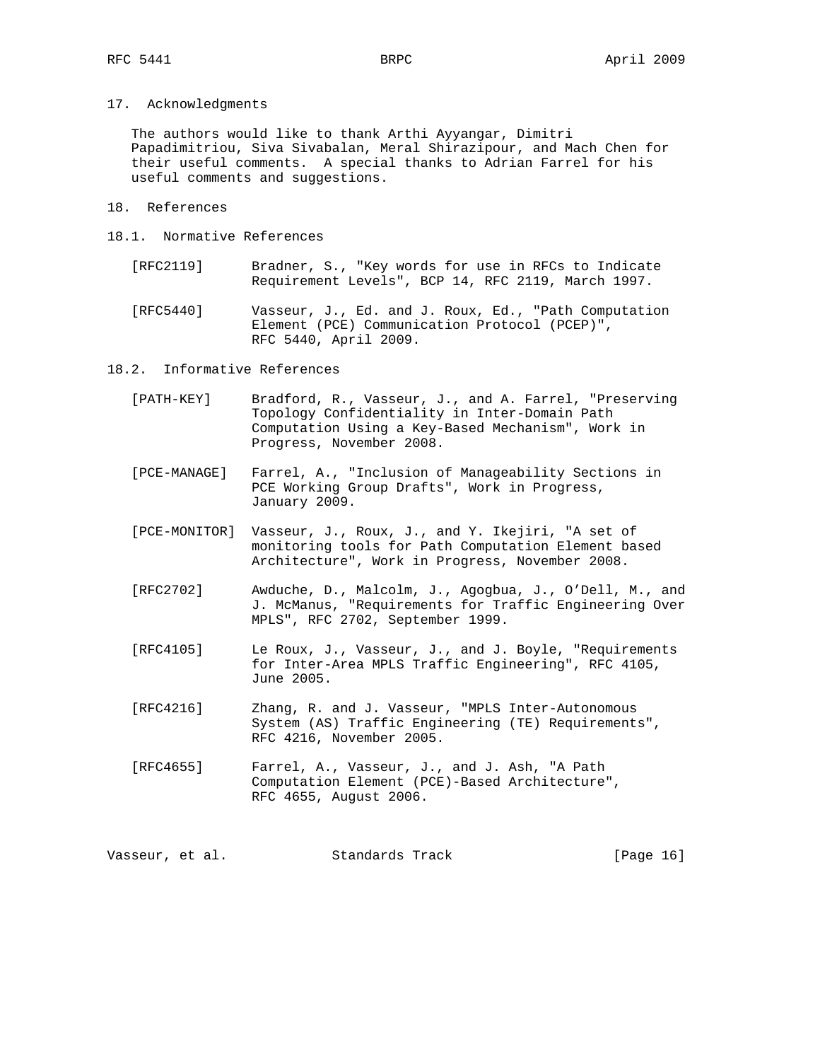## 17. Acknowledgments

The authors would like to thank Arthi Ayyangar, Dimitri Papadimitriou, Siva Sivabalan, Meral Shirazipour, and Mach Chen for their useful comments. A special thanks to Adrian Farrel for his useful comments and suggestions.

## 18. References

### 18.1. Normative References

[RFC2119] Bradner, S., "Key words for use in RFCs to Indicate Requirement Levels", BCP 14, RFC 2119, March 1997.

[RFC5440] Vasseur, J., Ed. and J. Roux, Ed., "Path Computation Element (PCE) Communication Protocol (PCEP)", RFC 5440, April 2009.

### 18.2. Informative References

[PATH-KEY] Bradford, R., Vasseur, J., and A. Farrel, "Preserving Topology Confidentiality in Inter-Domain Path Computation Using a Key-Based Mechanism", Work in Progress, November 2008.

[PCE-MANAGE] Farrel, A., "Inclusion of Manageability Sections in PCE Working Group Drafts", Work in Progress, January 2009.

[PCE-MONITOR] Vasseur, J., Roux, J., and Y. Ikejiri, "A set of monitoring tools for Path Computation Element based Architecture", Work in Progress, November 2008.

[RFC2702] Awduche, D., Malcolm, J., Agogbua, J., O'Dell, M., and J. McManus, "Requirements for Traffic Engineering Over MPLS", RFC 2702, September 1999.

[RFC4105] Le Roux, J., Vasseur, J., and J. Boyle, "Requirements for Inter-Area MPLS Traffic Engineering", RFC 4105, June 2005.

[RFC4216] Zhang, R. and J. Vasseur, "MPLS Inter-Autonomous System (AS) Traffic Engineering (TE) Requirements", RFC 4216, November 2005.

[RFC4655] Farrel, A., Vasseur, J., and J. Ash, "A Path Computation Element (PCE)-Based Architecture", RFC 4655, August 2006.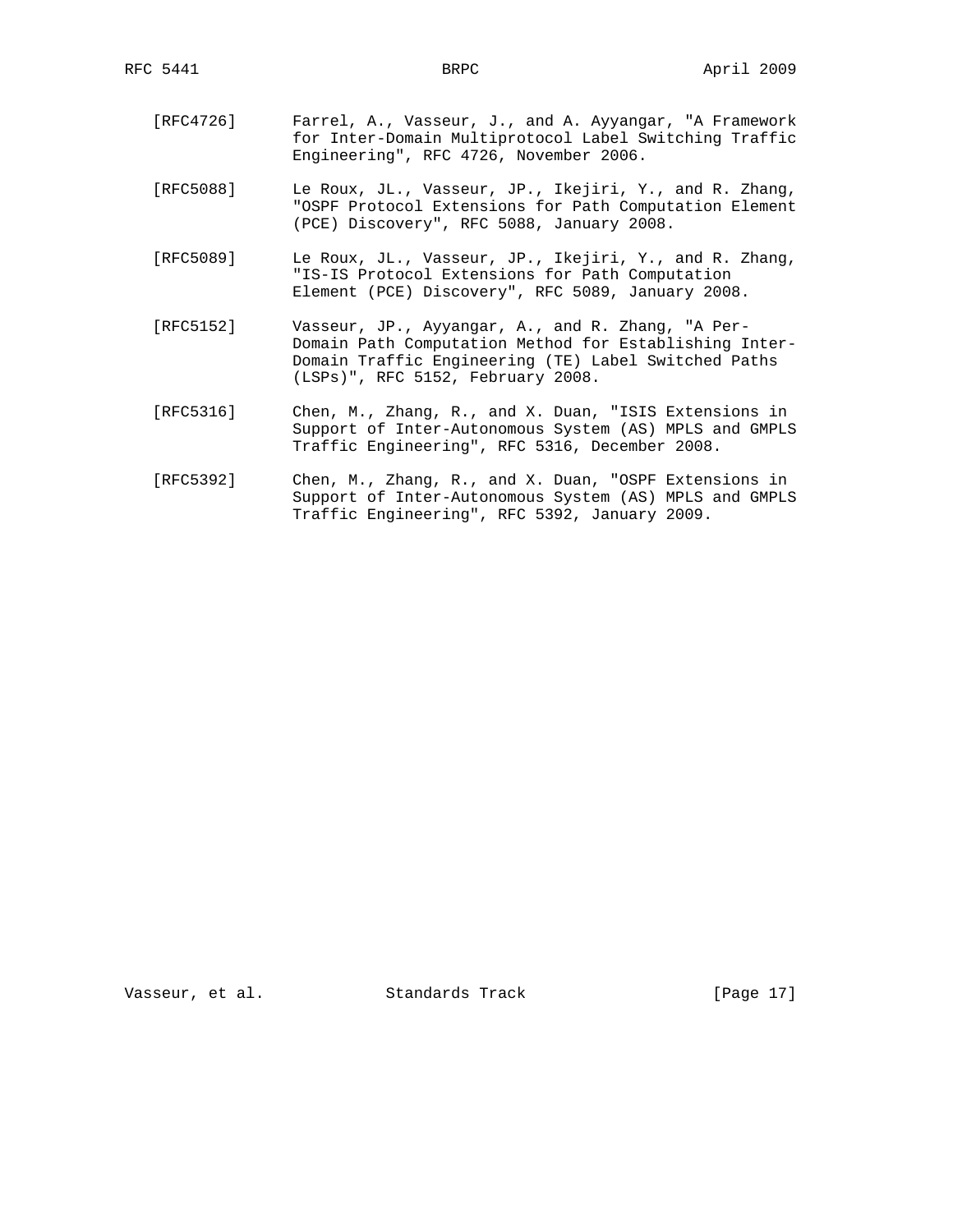[RFC4726] Farrel, A., Vasseur, J., and A. Ayyangar, "A Framework for Inter-Domain Multiprotocol Label Switching Traffic Engineering", RFC 4726, November 2006.

[RFC5088] Le Roux, JL., Vasseur, JP., Ikejiri, Y., and R. Zhang, "OSPF Protocol Extensions for Path Computation Element (PCE) Discovery", RFC 5088, January 2008.

[RFC5089] Le Roux, JL., Vasseur, JP., Ikejiri, Y., and R. Zhang, "IS-IS Protocol Extensions for Path Computation Element (PCE) Discovery", RFC 5089, January 2008.

[RFC5152] Vasseur, JP., Ayyangar, A., and R. Zhang, "A Per-Domain Path Computation Method for Establishing Inter-Domain Traffic Engineering (TE) Label Switched Paths (LSPs)", RFC 5152, February 2008.

[RFC5316] Chen, M., Zhang, R., and X. Duan, "ISIS Extensions in Support of Inter-Autonomous System (AS) MPLS and GMPLS Traffic Engineering", RFC 5316, December 2008.

[RFC5392] Chen, M., Zhang, R., and X. Duan, "OSPF Extensions in Support of Inter-Autonomous System (AS) MPLS and GMPLS Traffic Engineering", RFC 5392, January 2009.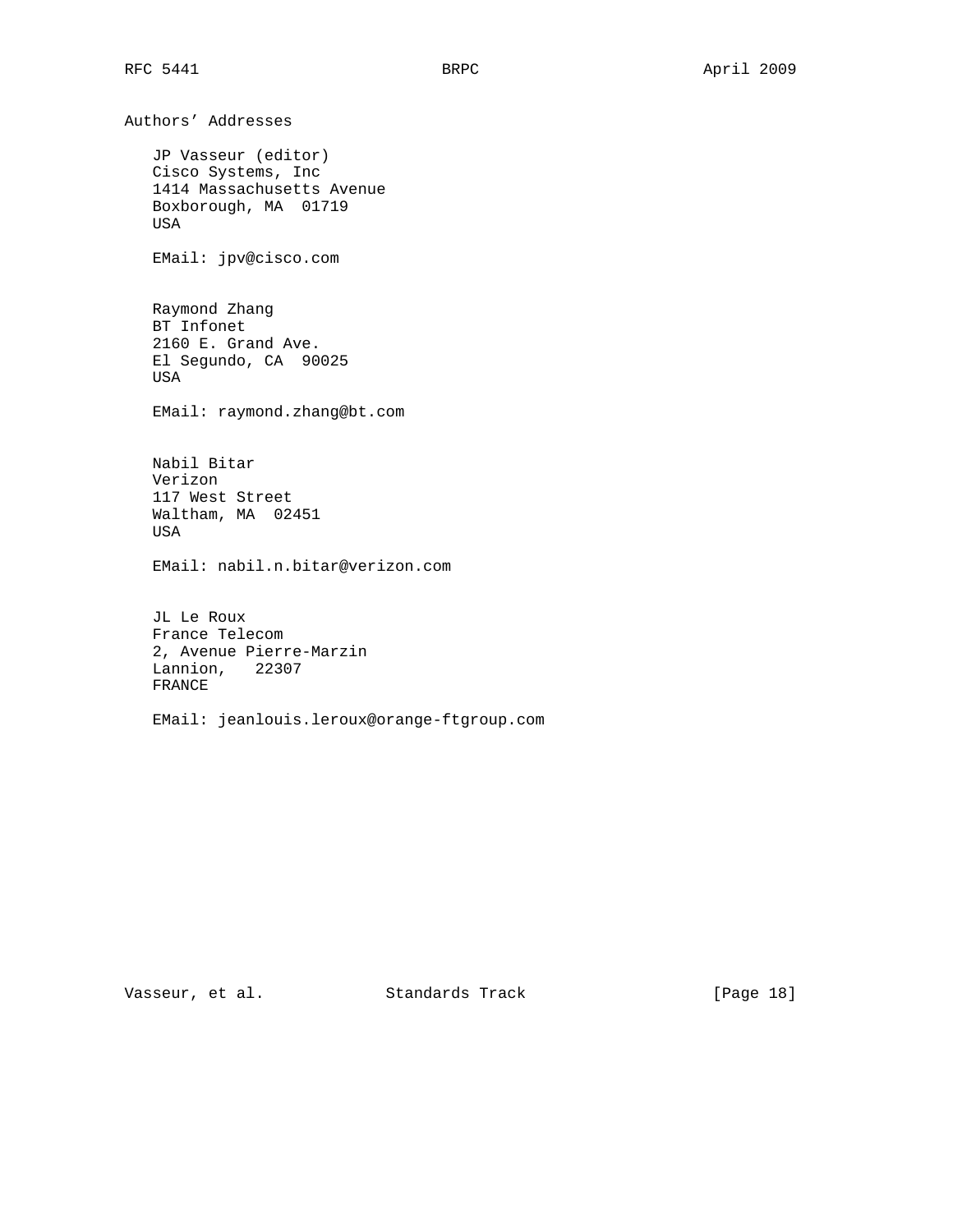## Authors' Addresses

JP Vasseur (editor)
Cisco Systems, Inc
1414 Massachusetts Avenue
Boxborough, MA  01719
USA

EMail: jpv@cisco.com

Raymond Zhang
BT Infonet
2160 E. Grand Ave.
El Segundo, CA  90025
USA

EMail: raymond.zhang@bt.com

Nabil Bitar
Verizon
117 West Street
Waltham, MA  02451
USA

EMail: nabil.n.bitar@verizon.com

JL Le Roux
France Telecom
2, Avenue Pierre-Marzin
Lannion,   22307
FRANCE

EMail: jeanlouis.leroux@orange-ftgroup.com